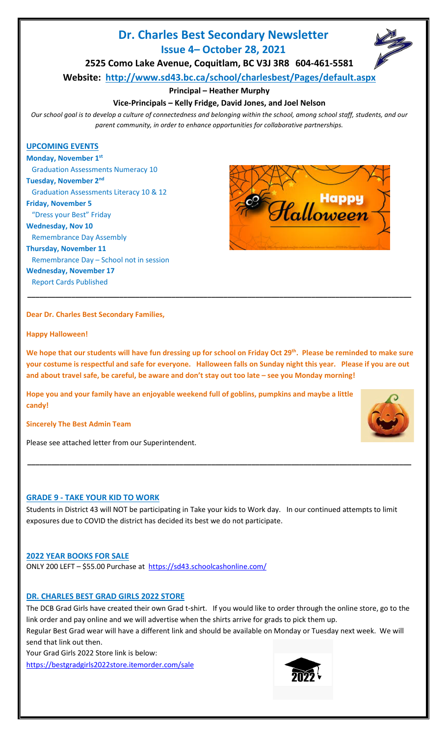# Dr. Charles Best Secondary Newsletter

## Issue 4– October 28, 2021

**2525 Como Lake Avenue, Coquitlam, BC V3J 3R8 604-461-5581**

**Website: http://www.sd43.bc.ca/school/charlesbest/Pages/default.aspx**

**Principal – Heather Murphy**

**Vice-Principals – Kelly Fridge, David Jones, and Joel Nelson**

*Our school goal is to develop a culture of connectedness and belonging within the school, among school staff, students, and our parent community, in order to enhance opportunities for collaborative partnerships.*

### UPCOMING EVENTS

**Monday, November 1st**
Graduation Assessments Numeracy 10

**Tuesday, November 2nd**
Graduation Assessments Literacy 10 & 12

**Friday, November 5**
"Dress your Best" Friday

**Wednesday, Nov 10**
Remembrance Day Assembly

**Thursday, November 11**
Remembrance Day – School not in session

**Wednesday, November 17**
Report Cards Published

---

**Dear Dr. Charles Best Secondary Families,**

**Happy Halloween!**

**We hope that our students will have fun dressing up for school on Friday Oct 29th. Please be reminded to make sure your costume is respectful and safe for everyone. Halloween falls on Sunday night this year. Please if you are out and about travel safe, be careful, be aware and don't stay out too late – see you Monday morning!**

**Hope you and your family have an enjoyable weekend full of goblins, pumpkins and maybe a little candy!**

**Sincerely The Best Admin Team**

Please see attached letter from our Superintendent.

---

### GRADE 9 - TAKE YOUR KID TO WORK

Students in District 43 will NOT be participating in Take your kids to Work day. In our continued attempts to limit exposures due to COVID the district has decided its best we do not participate.

### 2022 YEAR BOOKS FOR SALE

ONLY 200 LEFT – $55.00 Purchase at https://sd43.schoolcashonline.com/

### DR. CHARLES BEST GRAD GIRLS 2022 STORE

The DCB Grad Girls have created their own Grad t-shirt. If you would like to order through the online store, go to the link order and pay online and we will advertise when the shirts arrive for grads to pick them up.

Regular Best Grad wear will have a different link and should be available on Monday or Tuesday next week. We will send that link out then.

Your Grad Girls 2022 Store link is below:

https://bestgradgirls2022store.itemorder.com/sale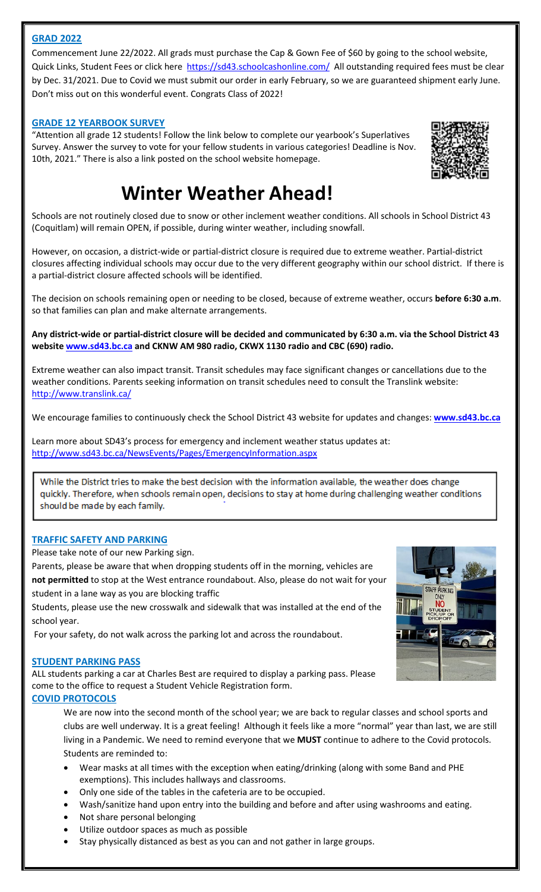## GRAD 2022

Commencement June 22/2022. All grads must purchase the Cap & Gown Fee of $60 by going to the school website, Quick Links, Student Fees or click here https://sd43.schoolcashonline.com/ All outstanding required fees must be clear by Dec. 31/2021. Due to Covid we must submit our order in early February, so we are guaranteed shipment early June. Don't miss out on this wonderful event. Congrats Class of 2022!

## GRADE 12 YEARBOOK SURVEY

"Attention all grade 12 students! Follow the link below to complete our yearbook's Superlatives Survey. Answer the survey to vote for your fellow students in various categories! Deadline is Nov. 10th, 2021." There is also a link posted on the school website homepage.

# Winter Weather Ahead!

Schools are not routinely closed due to snow or other inclement weather conditions. All schools in School District 43 (Coquitlam) will remain OPEN, if possible, during winter weather, including snowfall.

However, on occasion, a district-wide or partial-district closure is required due to extreme weather. Partial-district closures affecting individual schools may occur due to the very different geography within our school district. If there is a partial-district closure affected schools will be identified.

The decision on schools remaining open or needing to be closed, because of extreme weather, occurs **before 6:30 a.m**. so that families can plan and make alternate arrangements.

**Any district-wide or partial-district closure will be decided and communicated by 6:30 a.m. via the School District 43 website www.sd43.bc.ca and CKNW AM 980 radio, CKWX 1130 radio and CBC (690) radio.**

Extreme weather can also impact transit. Transit schedules may face significant changes or cancellations due to the weather conditions. Parents seeking information on transit schedules need to consult the Translink website: http://www.translink.ca/

We encourage families to continuously check the School District 43 website for updates and changes: **www.sd43.bc.ca**

Learn more about SD43's process for emergency and inclement weather status updates at: http://www.sd43.bc.ca/NewsEvents/Pages/EmergencyInformation.aspx

While the District tries to make the best decision with the information available, the weather does change quickly. Therefore, when schools remain open, decisions to stay at home during challenging weather conditions should be made by each family.

## TRAFFIC SAFETY AND PARKING

Please take note of our new Parking sign.

Parents, please be aware that when dropping students off in the morning, vehicles are **not permitted** to stop at the West entrance roundabout. Also, please do not wait for your student in a lane way as you are blocking traffic

Students, please use the new crosswalk and sidewalk that was installed at the end of the school year.

For your safety, do not walk across the parking lot and across the roundabout.

## STUDENT PARKING PASS

ALL students parking a car at Charles Best are required to display a parking pass. Please come to the office to request a Student Vehicle Registration form.

## COVID PROTOCOLS

We are now into the second month of the school year; we are back to regular classes and school sports and clubs are well underway. It is a great feeling! Although it feels like a more "normal" year than last, we are still living in a Pandemic. We need to remind everyone that we **MUST** continue to adhere to the Covid protocols. Students are reminded to:

- Wear masks at all times with the exception when eating/drinking (along with some Band and PHE exemptions). This includes hallways and classrooms.
- Only one side of the tables in the cafeteria are to be occupied.
- Wash/sanitize hand upon entry into the building and before and after using washrooms and eating.
- Not share personal belonging
- Utilize outdoor spaces as much as possible
- Stay physically distanced as best as you can and not gather in large groups.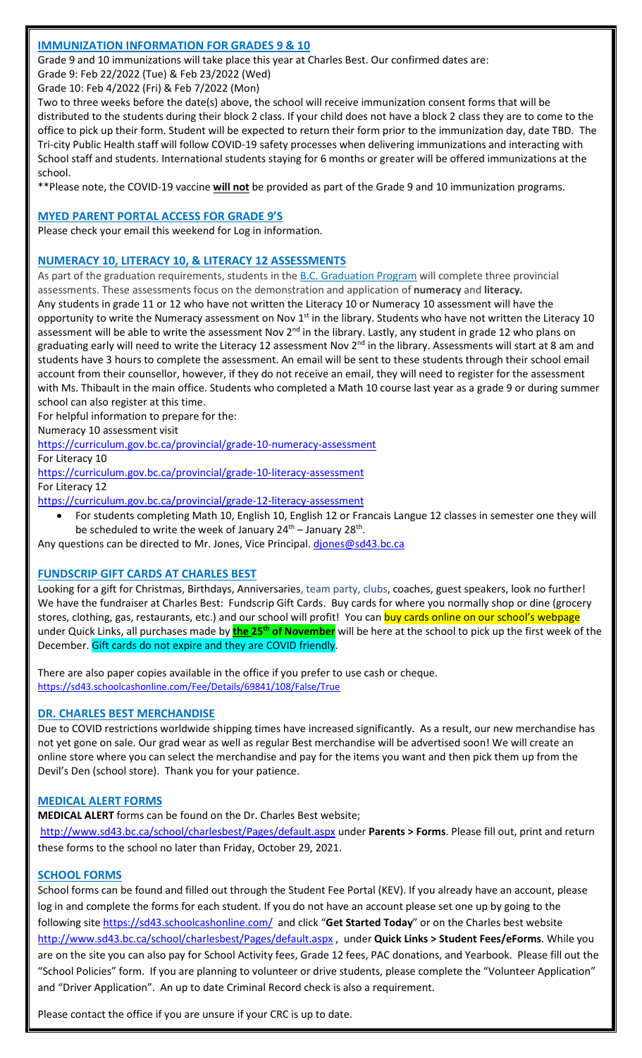## IMMUNIZATION INFORMATION FOR GRADES 9 & 10

Grade 9 and 10 immunizations will take place this year at Charles Best. Our confirmed dates are:
Grade 9: Feb 22/2022 (Tue) & Feb 23/2022 (Wed)
Grade 10: Feb 4/2022 (Fri) & Feb 7/2022 (Mon)

Two to three weeks before the date(s) above, the school will receive immunization consent forms that will be distributed to the students during their block 2 class. If your child does not have a block 2 class they are to come to the office to pick up their form. Student will be expected to return their form prior to the immunization day, date TBD. The Tri-city Public Health staff will follow COVID-19 safety processes when delivering immunizations and interacting with School staff and students. International students staying for 6 months or greater will be offered immunizations at the school.

**Please note, the COVID-19 vaccine **will not** be provided as part of the Grade 9 and 10 immunization programs.

## MYED PARENT PORTAL ACCESS FOR GRADE 9'S

Please check your email this weekend for Log in information.

## NUMERACY 10, LITERACY 10, & LITERACY 12 ASSESSMENTS

As part of the graduation requirements, students in the B.C. Graduation Program will complete three provincial assessments. These assessments focus on the demonstration and application of **numeracy** and **literacy.**

Any students in grade 11 or 12 who have not written the Literacy 10 or Numeracy 10 assessment will have the opportunity to write the Numeracy assessment on Nov 1st in the library. Students who have not written the Literacy 10 assessment will be able to write the assessment Nov 2nd in the library. Lastly, any student in grade 12 who plans on graduating early will need to write the Literacy 12 assessment Nov 2nd in the library. Assessments will start at 8 am and students have 3 hours to complete the assessment. An email will be sent to these students through their school email account from their counsellor, however, if they do not receive an email, they will need to register for the assessment with Ms. Thibault in the main office. Students who completed a Math 10 course last year as a grade 9 or during summer school can also register at this time.

For helpful information to prepare for the:
Numeracy 10 assessment visit
https://curriculum.gov.bc.ca/provincial/grade-10-numeracy-assessment
For Literacy 10
https://curriculum.gov.bc.ca/provincial/grade-10-literacy-assessment
For Literacy 12
https://curriculum.gov.bc.ca/provincial/grade-12-literacy-assessment

- For students completing Math 10, English 10, English 12 or Francais Langue 12 classes in semester one they will be scheduled to write the week of January 24th – January 28th.

Any questions can be directed to Mr. Jones, Vice Principal. djones@sd43.bc.ca

## FUNDSCRIP GIFT CARDS AT CHARLES BEST

Looking for a gift for Christmas, Birthdays, Anniversaries, team party, clubs, coaches, guest speakers, look no further! We have the fundraiser at Charles Best: Fundscrip Gift Cards. Buy cards for where you normally shop or dine (grocery stores, clothing, gas, restaurants, etc.) and our school will profit! You can buy cards online on our school's webpage under Quick Links, all purchases made by **the 25th of November** will be here at the school to pick up the first week of the December. Gift cards do not expire and they are COVID friendly.

There are also paper copies available in the office if you prefer to use cash or cheque.
https://sd43.schoolcashonline.com/Fee/Details/69841/108/False/True

## DR. CHARLES BEST MERCHANDISE

Due to COVID restrictions worldwide shipping times have increased significantly. As a result, our new merchandise has not yet gone on sale. Our grad wear as well as regular Best merchandise will be advertised soon! We will create an online store where you can select the merchandise and pay for the items you want and then pick them up from the Devil's Den (school store). Thank you for your patience.

## MEDICAL ALERT FORMS

**MEDICAL ALERT** forms can be found on the Dr. Charles Best website;
http://www.sd43.bc.ca/school/charlesbest/Pages/default.aspx under **Parents > Forms**. Please fill out, print and return these forms to the school no later than Friday, October 29, 2021.

## SCHOOL FORMS

School forms can be found and filled out through the Student Fee Portal (KEV). If you already have an account, please log in and complete the forms for each student. If you do not have an account please set one up by going to the following site https://sd43.schoolcashonline.com/ and click "**Get Started Today**" or on the Charles best website http://www.sd43.bc.ca/school/charlesbest/Pages/default.aspx , under **Quick Links > Student Fees/eForms**. While you are on the site you can also pay for School Activity fees, Grade 12 fees, PAC donations, and Yearbook. Please fill out the "School Policies" form. If you are planning to volunteer or drive students, please complete the "Volunteer Application" and "Driver Application". An up to date Criminal Record check is also a requirement.

Please contact the office if you are unsure if your CRC is up to date.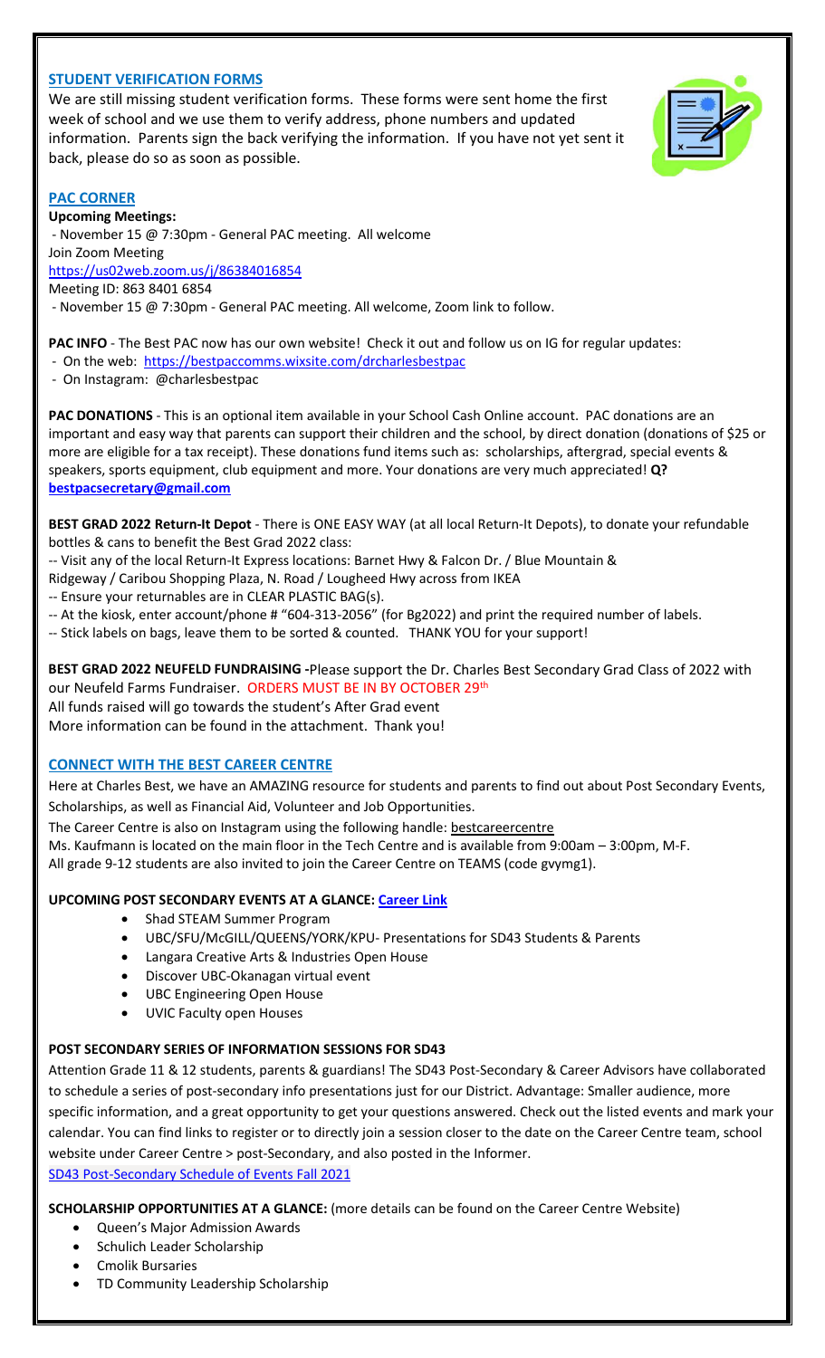## STUDENT VERIFICATION FORMS

We are still missing student verification forms. These forms were sent home the first week of school and we use them to verify address, phone numbers and updated information. Parents sign the back verifying the information. If you have not yet sent it back, please do so as soon as possible.

## PAC CORNER

**Upcoming Meetings:**

- November 15 @ 7:30pm - General PAC meeting. All welcome
Join Zoom Meeting
https://us02web.zoom.us/j/86384016854
Meeting ID: 863 8401 6854
- November 15 @ 7:30pm - General PAC meeting. All welcome, Zoom link to follow.

**PAC INFO** - The Best PAC now has our own website! Check it out and follow us on IG for regular updates:

- On the web: https://bestpaccomms.wixsite.com/drcharlesbestpac
- On Instagram: @charlesbestpac

**PAC DONATIONS** - This is an optional item available in your School Cash Online account. PAC donations are an important and easy way that parents can support their children and the school, by direct donation (donations of $25 or more are eligible for a tax receipt). These donations fund items such as: scholarships, aftergrad, special events & speakers, sports equipment, club equipment and more. Your donations are very much appreciated! **Q? bestpacsecretary@gmail.com**

**BEST GRAD 2022 Return-It Depot** - There is ONE EASY WAY (at all local Return-It Depots), to donate your refundable bottles & cans to benefit the Best Grad 2022 class:

-- Visit any of the local Return-It Express locations: Barnet Hwy & Falcon Dr. / Blue Mountain & Ridgeway / Caribou Shopping Plaza, N. Road / Lougheed Hwy across from IKEA
-- Ensure your returnables are in CLEAR PLASTIC BAG(s).
-- At the kiosk, enter account/phone # "604-313-2056" (for Bg2022) and print the required number of labels.
-- Stick labels on bags, leave them to be sorted & counted. THANK YOU for your support!

**BEST GRAD 2022 NEUFELD FUNDRAISING -** Please support the Dr. Charles Best Secondary Grad Class of 2022 with our Neufeld Farms Fundraiser. ORDERS MUST BE IN BY OCTOBER 29th
All funds raised will go towards the student's After Grad event
More information can be found in the attachment. Thank you!

## CONNECT WITH THE BEST CAREER CENTRE

Here at Charles Best, we have an AMAZING resource for students and parents to find out about Post Secondary Events, Scholarships, as well as Financial Aid, Volunteer and Job Opportunities.

The Career Centre is also on Instagram using the following handle: bestcareercentre
Ms. Kaufmann is located on the main floor in the Tech Centre and is available from 9:00am – 3:00pm, M-F.
All grade 9-12 students are also invited to join the Career Centre on TEAMS (code gvymg1).

**UPCOMING POST SECONDARY EVENTS AT A GLANCE: Career Link**

- Shad STEAM Summer Program
- UBC/SFU/McGILL/QUEENS/YORK/KPU- Presentations for SD43 Students & Parents
- Langara Creative Arts & Industries Open House
- Discover UBC-Okanagan virtual event
- UBC Engineering Open House
- UVIC Faculty open Houses

**POST SECONDARY SERIES OF INFORMATION SESSIONS FOR SD43**

Attention Grade 11 & 12 students, parents & guardians! The SD43 Post-Secondary & Career Advisors have collaborated to schedule a series of post-secondary info presentations just for our District. Advantage: Smaller audience, more specific information, and a great opportunity to get your questions answered. Check out the listed events and mark your calendar. You can find links to register or to directly join a session closer to the date on the Career Centre team, school website under Career Centre > post-Secondary, and also posted in the Informer.
SD43 Post-Secondary Schedule of Events Fall 2021

**SCHOLARSHIP OPPORTUNITIES AT A GLANCE:** (more details can be found on the Career Centre Website)

- Queen's Major Admission Awards
- Schulich Leader Scholarship
- Cmolik Bursaries
- TD Community Leadership Scholarship